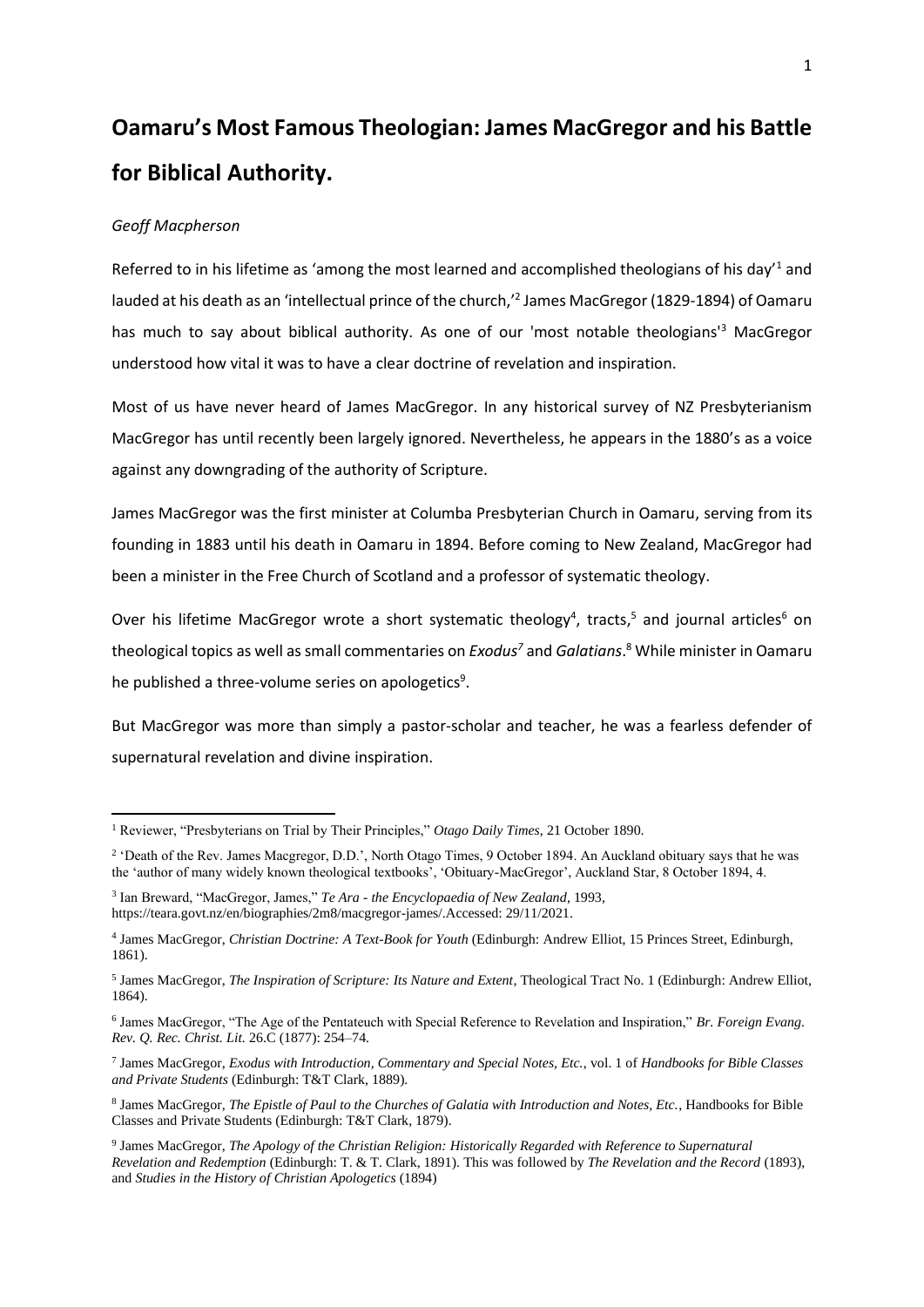# Oamaru's Most Famous Theologian: James MacGregor and his Battle for Biblical Authority.

*Geoff Macpherson*

Referred to in his lifetime as 'among the most learned and accomplished theologians of his day'[1] and lauded at his death as an 'intellectual prince of the church,'[2] James MacGregor (1829-1894) of Oamaru has much to say about biblical authority. As one of our 'most notable theologians'[3] MacGregor understood how vital it was to have a clear doctrine of revelation and inspiration.

Most of us have never heard of James MacGregor. In any historical survey of NZ Presbyterianism MacGregor has until recently been largely ignored. Nevertheless, he appears in the 1880's as a voice against any downgrading of the authority of Scripture.

James MacGregor was the first minister at Columba Presbyterian Church in Oamaru, serving from its founding in 1883 until his death in Oamaru in 1894. Before coming to New Zealand, MacGregor had been a minister in the Free Church of Scotland and a professor of systematic theology.

Over his lifetime MacGregor wrote a short systematic theology[4], tracts,[5] and journal articles[6] on theological topics as well as small commentaries on *Exodus*[7] and *Galatians*.[8] While minister in Oamaru he published a three-volume series on apologetics[9].

But MacGregor was more than simply a pastor-scholar and teacher, he was a fearless defender of supernatural revelation and divine inspiration.

---

[1] Reviewer, "Presbyterians on Trial by Their Principles," *Otago Daily Times*, 21 October 1890.

[2] 'Death of the Rev. James Macgregor, D.D.', North Otago Times, 9 October 1894. An Auckland obituary says that he was the 'author of many widely known theological textbooks', 'Obituary-MacGregor', Auckland Star, 8 October 1894, 4.

[3] Ian Breward, "MacGregor, James," *Te Ara - the Encyclopaedia of New Zealand*, 1993, https://teara.govt.nz/en/biographies/2m8/macgregor-james/.Accessed: 29/11/2021.

[4] James MacGregor, *Christian Doctrine: A Text-Book for Youth* (Edinburgh: Andrew Elliot, 15 Princes Street, Edinburgh, 1861).

[5] James MacGregor, *The Inspiration of Scripture: Its Nature and Extent*, Theological Tract No. 1 (Edinburgh: Andrew Elliot, 1864).

[6] James MacGregor, "The Age of the Pentateuch with Special Reference to Revelation and Inspiration," *Br. Foreign Evang. Rev. Q. Rec. Christ. Lit.* 26.C (1877): 254–74.

[7] James MacGregor, *Exodus with Introduction, Commentary and Special Notes, Etc.*, vol. 1 of *Handbooks for Bible Classes and Private Students* (Edinburgh: T&T Clark, 1889).

[8] James MacGregor, *The Epistle of Paul to the Churches of Galatia with Introduction and Notes, Etc.*, Handbooks for Bible Classes and Private Students (Edinburgh: T&T Clark, 1879).

[9] James MacGregor, *The Apology of the Christian Religion: Historically Regarded with Reference to Supernatural Revelation and Redemption* (Edinburgh: T. & T. Clark, 1891). This was followed by *The Revelation and the Record* (1893), and *Studies in the History of Christian Apologetics* (1894)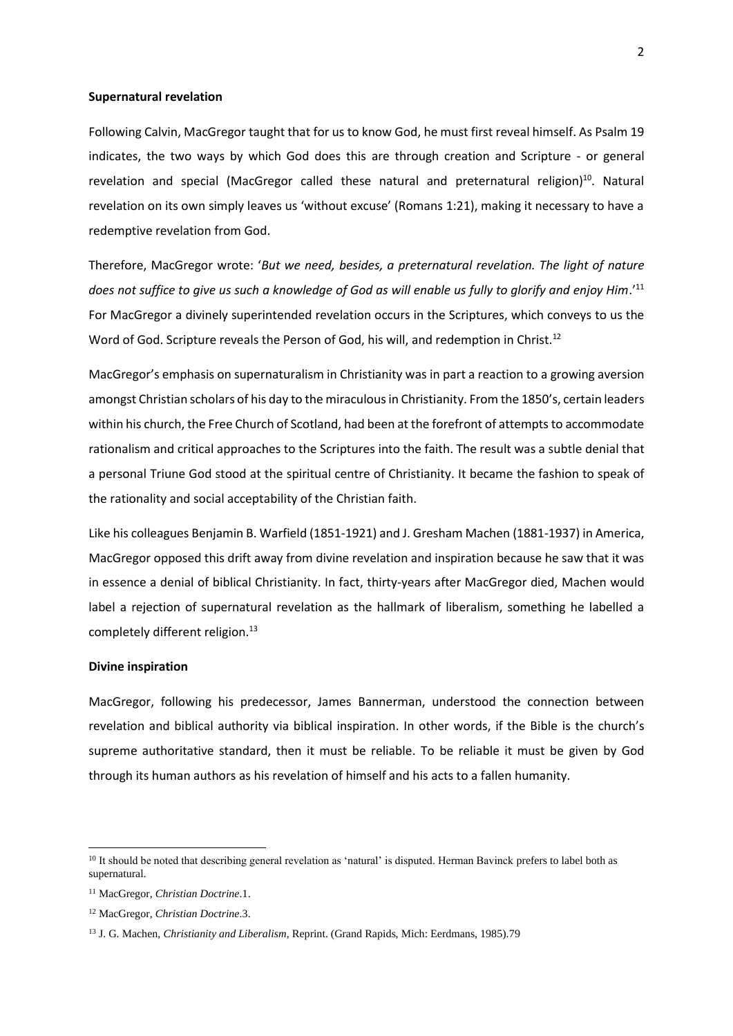**Supernatural revelation**

Following Calvin, MacGregor taught that for us to know God, he must first reveal himself. As Psalm 19 indicates, the two ways by which God does this are through creation and Scripture - or general revelation and special (MacGregor called these natural and preternatural religion)[10]. Natural revelation on its own simply leaves us 'without excuse' (Romans 1:21), making it necessary to have a redemptive revelation from God.

Therefore, MacGregor wrote: '*But we need, besides, a preternatural revelation. The light of nature does not suffice to give us such a knowledge of God as will enable us fully to glorify and enjoy Him*.'[11] For MacGregor a divinely superintended revelation occurs in the Scriptures, which conveys to us the Word of God. Scripture reveals the Person of God, his will, and redemption in Christ.[12]

MacGregor's emphasis on supernaturalism in Christianity was in part a reaction to a growing aversion amongst Christian scholars of his day to the miraculous in Christianity. From the 1850's, certain leaders within his church, the Free Church of Scotland, had been at the forefront of attempts to accommodate rationalism and critical approaches to the Scriptures into the faith. The result was a subtle denial that a personal Triune God stood at the spiritual centre of Christianity. It became the fashion to speak of the rationality and social acceptability of the Christian faith.

Like his colleagues Benjamin B. Warfield (1851-1921) and J. Gresham Machen (1881-1937) in America, MacGregor opposed this drift away from divine revelation and inspiration because he saw that it was in essence a denial of biblical Christianity. In fact, thirty-years after MacGregor died, Machen would label a rejection of supernatural revelation as the hallmark of liberalism, something he labelled a completely different religion.[13]

**Divine inspiration**

MacGregor, following his predecessor, James Bannerman, understood the connection between revelation and biblical authority via biblical inspiration. In other words, if the Bible is the church's supreme authoritative standard, then it must be reliable. To be reliable it must be given by God through its human authors as his revelation of himself and his acts to a fallen humanity.

---

[10] It should be noted that describing general revelation as 'natural' is disputed. Herman Bavinck prefers to label both as supernatural.

[11] MacGregor, *Christian Doctrine*.1.

[12] MacGregor, *Christian Doctrine*.3.

[13] J. G. Machen, *Christianity and Liberalism*, Reprint. (Grand Rapids, Mich: Eerdmans, 1985).79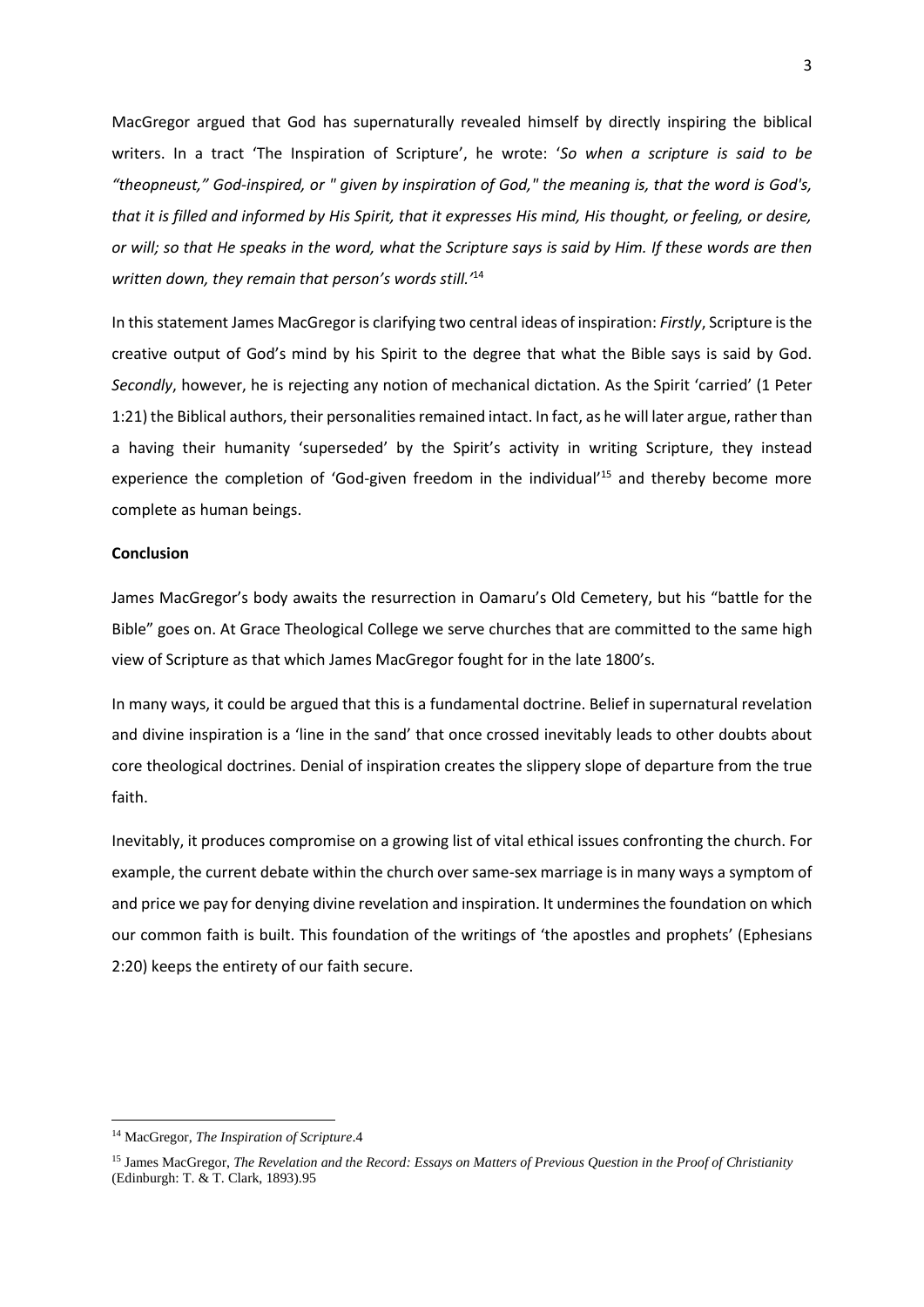MacGregor argued that God has supernaturally revealed himself by directly inspiring the biblical writers. In a tract 'The Inspiration of Scripture', he wrote: '*So when a scripture is said to be "theopneust," God-inspired, or " given by inspiration of God," the meaning is, that the word is God's, that it is filled and informed by His Spirit, that it expresses His mind, His thought, or feeling, or desire, or will; so that He speaks in the word, what the Scripture says is said by Him. If these words are then written down, they remain that person's words still.*'[14]

In this statement James MacGregor is clarifying two central ideas of inspiration: *Firstly*, Scripture is the creative output of God's mind by his Spirit to the degree that what the Bible says is said by God. *Secondly*, however, he is rejecting any notion of mechanical dictation. As the Spirit 'carried' (1 Peter 1:21) the Biblical authors, their personalities remained intact. In fact, as he will later argue, rather than a having their humanity 'superseded' by the Spirit's activity in writing Scripture, they instead experience the completion of 'God-given freedom in the individual'[15] and thereby become more complete as human beings.

**Conclusion**

James MacGregor's body awaits the resurrection in Oamaru's Old Cemetery, but his "battle for the Bible" goes on. At Grace Theological College we serve churches that are committed to the same high view of Scripture as that which James MacGregor fought for in the late 1800's.

In many ways, it could be argued that this is a fundamental doctrine. Belief in supernatural revelation and divine inspiration is a 'line in the sand' that once crossed inevitably leads to other doubts about core theological doctrines. Denial of inspiration creates the slippery slope of departure from the true faith.

Inevitably, it produces compromise on a growing list of vital ethical issues confronting the church. For example, the current debate within the church over same-sex marriage is in many ways a symptom of and price we pay for denying divine revelation and inspiration. It undermines the foundation on which our common faith is built. This foundation of the writings of 'the apostles and prophets' (Ephesians 2:20) keeps the entirety of our faith secure.

---

[14] MacGregor, *The Inspiration of Scripture*.4

[15] James MacGregor, *The Revelation and the Record: Essays on Matters of Previous Question in the Proof of Christianity* (Edinburgh: T. & T. Clark, 1893).95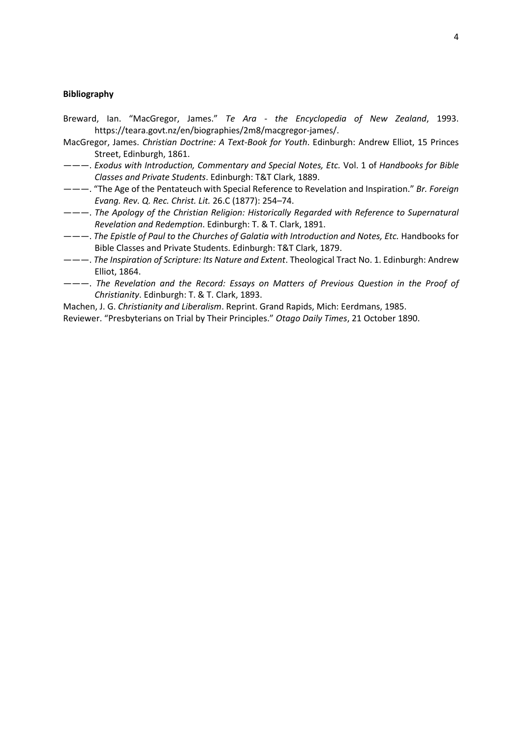**Bibliography**

Breward, Ian. "MacGregor, James." *Te Ara - the Encyclopedia of New Zealand*, 1993. https://teara.govt.nz/en/biographies/2m8/macgregor-james/.

MacGregor, James. *Christian Doctrine: A Text-Book for Youth*. Edinburgh: Andrew Elliot, 15 Princes Street, Edinburgh, 1861.

———. *Exodus with Introduction, Commentary and Special Notes, Etc.* Vol. 1 of *Handbooks for Bible Classes and Private Students*. Edinburgh: T&T Clark, 1889.

———. "The Age of the Pentateuch with Special Reference to Revelation and Inspiration." *Br. Foreign Evang. Rev. Q. Rec. Christ. Lit.* 26.C (1877): 254–74.

———. *The Apology of the Christian Religion: Historically Regarded with Reference to Supernatural Revelation and Redemption*. Edinburgh: T. & T. Clark, 1891.

———. *The Epistle of Paul to the Churches of Galatia with Introduction and Notes, Etc.* Handbooks for Bible Classes and Private Students. Edinburgh: T&T Clark, 1879.

———. *The Inspiration of Scripture: Its Nature and Extent*. Theological Tract No. 1. Edinburgh: Andrew Elliot, 1864.

———. *The Revelation and the Record: Essays on Matters of Previous Question in the Proof of Christianity*. Edinburgh: T. & T. Clark, 1893.

Machen, J. G. *Christianity and Liberalism*. Reprint. Grand Rapids, Mich: Eerdmans, 1985.

Reviewer. "Presbyterians on Trial by Their Principles." *Otago Daily Times*, 21 October 1890.